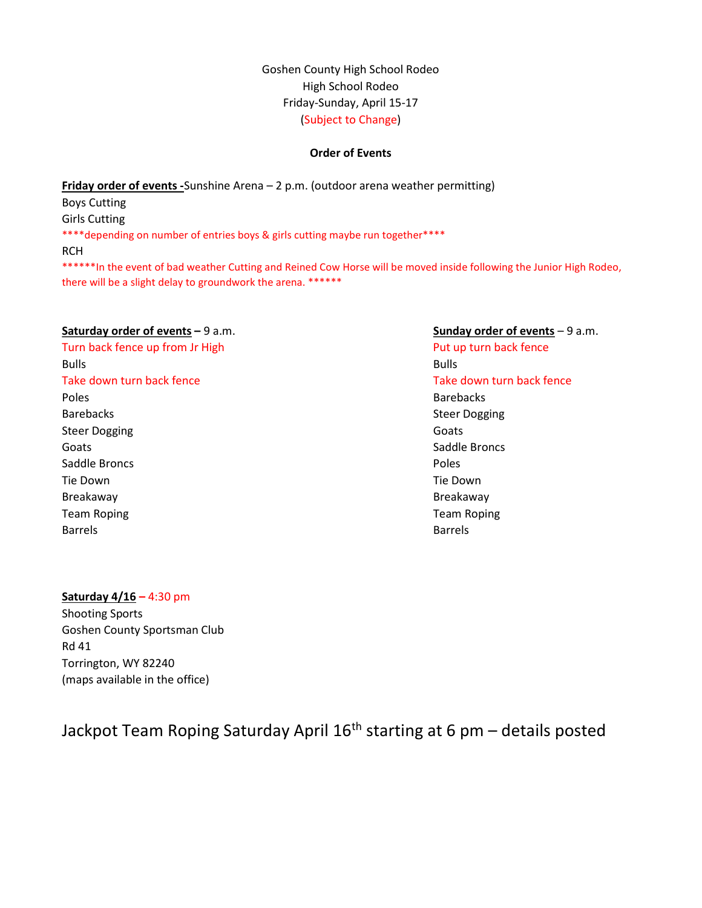Goshen County High School Rodeo
High School Rodeo
Friday-Sunday, April 15-17
(Subject to Change)

**Order of Events**

**Friday order of events -**Sunshine Arena – 2 p.m. (outdoor arena weather permitting)

Boys Cutting
Girls Cutting
****depending on number of entries boys & girls cutting maybe run together****
RCH
******In the event of bad weather Cutting and Reined Cow Horse will be moved inside following the Junior High Rodeo, there will be a slight delay to groundwork the arena. ******

**Saturday order of events** – 9 a.m.

Turn back fence up from Jr High
Bulls
Take down turn back fence
Poles
Barebacks
Steer Dogging
Goats
Saddle Broncs
Tie Down
Breakaway
Team Roping
Barrels

**Sunday order of events** – 9 a.m.

Put up turn back fence
Bulls
Take down turn back fence
Barebacks
Steer Dogging
Goats
Saddle Broncs
Poles
Tie Down
Breakaway
Team Roping
Barrels

**Saturday 4/16** – 4:30 pm

Shooting Sports
Goshen County Sportsman Club
Rd 41
Torrington, WY 82240
(maps available in the office)

Jackpot Team Roping Saturday April 16th starting at 6 pm – details posted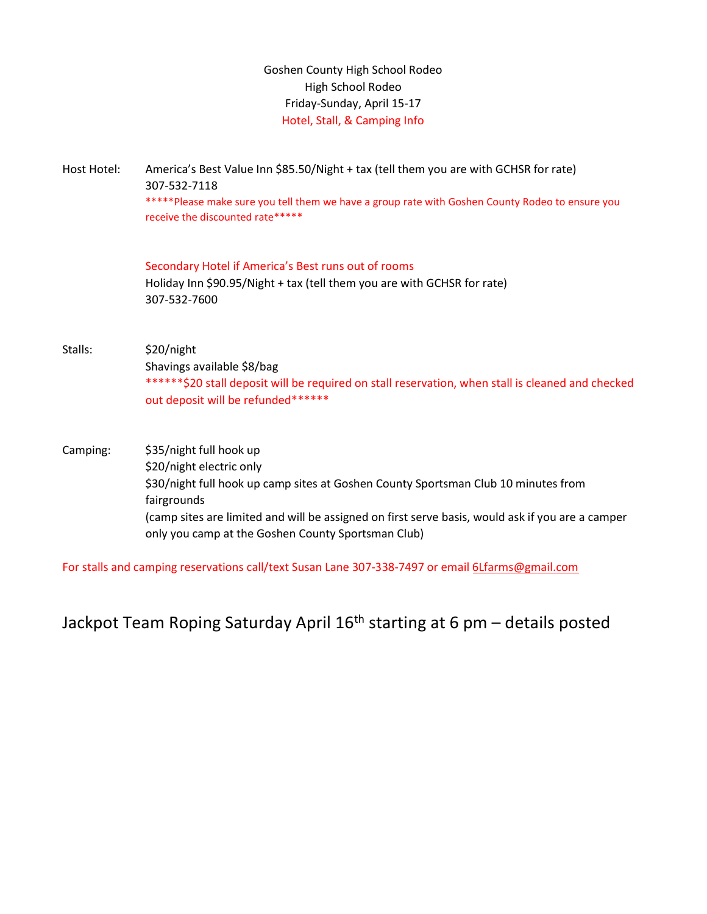Goshen County High School Rodeo
High School Rodeo
Friday-Sunday, April 15-17
Hotel, Stall, & Camping Info

Host Hotel: America's Best Value Inn $85.50/Night + tax (tell them you are with GCHSR for rate)
307-532-7118
*****Please make sure you tell them we have a group rate with Goshen County Rodeo to ensure you receive the discounted rate*****

Secondary Hotel if America's Best runs out of rooms
Holiday Inn $90.95/Night + tax (tell them you are with GCHSR for rate)
307-532-7600

Stalls: $20/night
Shavings available $8/bag
******$20 stall deposit will be required on stall reservation, when stall is cleaned and checked out deposit will be refunded******

Camping: $35/night full hook up
$20/night electric only
$30/night full hook up camp sites at Goshen County Sportsman Club 10 minutes from fairgrounds
(camp sites are limited and will be assigned on first serve basis, would ask if you are a camper only you camp at the Goshen County Sportsman Club)

For stalls and camping reservations call/text Susan Lane 307-338-7497 or email 6Lfarms@gmail.com

## Jackpot Team Roping Saturday April 16th starting at 6 pm – details posted